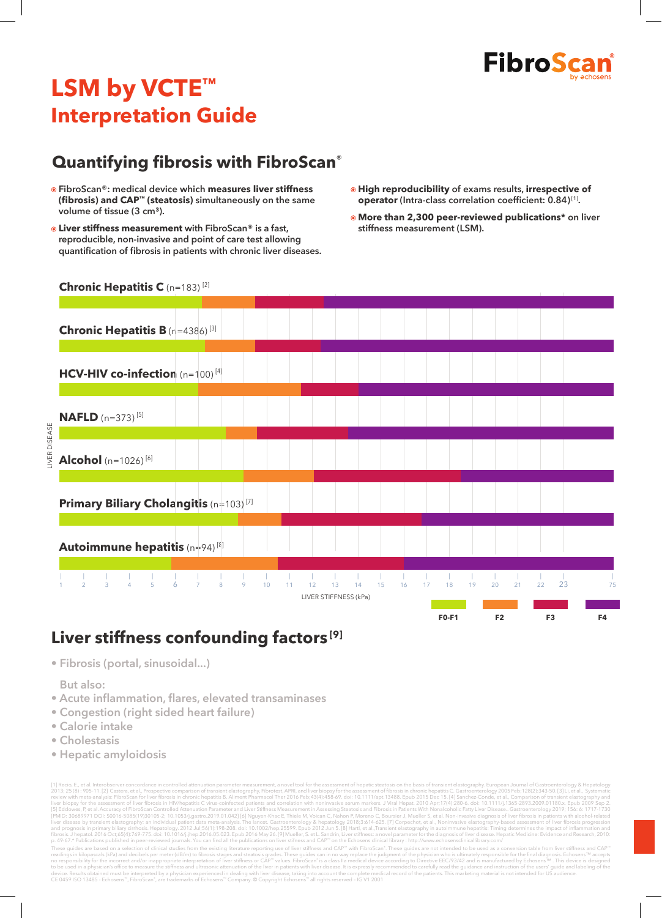# LSM by VCTE™
## Interpretation Guide

FibroScan® by echosens

## Quantifying fibrosis with FibroScan®

- FibroScan®: medical device which **measures liver stiffness (fibrosis) and CAP™ (steatosis)** simultaneously on the same volume of tissue (3 cm³).
- **Liver stiffness measurement** with FibroScan® is a fast, reproducible, non-invasive and point of care test allowing quantification of fibrosis in patients with chronic liver diseases.
- **High reproducibility** of exams results, **irrespective of operator** (Intra-class correlation coefficient: 0.84)[1].
- **More than 2,300 peer-reviewed publications*** on liver stiffness measurement (LSM).

LIVER DISEASE

**Chronic Hepatitis C** (n=183) [2]

**Chronic Hepatitis B** (n=4386) [3]

**HCV-HIV co-infection** (n=100) [4]

**NAFLD** (n=373) [5]

**Alcohol** (n=1026) [6]

**Primary Biliary Cholangitis** (n=103) [7]

**Autoimmune hepatitis** (n=94) [8]

1 2 3 4 5 6 7 8 9 10 11 12 13 14 15 16 17 18 19 20 21 22 23 75

LIVER STIFFNESS (kPa)

F0-F1 F2 F3 F4

## Liver stiffness confounding factors [9]

- Fibrosis (portal, sinusoidal...)

But also:

- Acute inflammation, flares, elevated transaminases
- Congestion (right sided heart failure)
- Calorie intake
- Cholestasis
- Hepatic amyloidosis

[1] Recio, E., et al. Interobserver concordance in controlled attenuation parameter measurement, a novel tool for the assessment of hepatic steatosis on the basis of transient elastography. European Journal of Gastroenterology & Hepatology 2013; 25 (8) : 905-11. [2] Castera, et al., Prospective comparison of transient elastography, Fibrotest, APRI, and liver biopsy for the assessment of fibrosis in chronic hepatitis C. Gastroenterology 2005 Feb;128(2):343-50. [3] Li, et al., Systematic review with meta-analysis: FibroScan for liver fibrosis in chronic hepatitis B. Aliment Pharmacol Ther 2016 Feb;43(4):458-69. doi: 10.1111/apt.13488. Epub 2015 Dec 15. [4] Sanchez-Conde, et al., Comparison of transient elastography and liver biopsy for the assessment of liver fibrosis in HIV/hepatitis C virus-coinfected patients and correlation with noninvasive serum markers. J Viral Hepat. 2010 Apr;17(4):280-6. doi: 10.1111/j.1365-2893.2009.01180.x. Epub 2009 Sep 2. [5] Eddowes, P, et al. Accuracy of FibroScan Controlled Attenuation Parameter and Liver Stiffness Measurement in Assessing Steatosis and Fibrosis in Patients With Nonalcoholic Fatty Liver Disease.. Gastroenterology 2019; 156: 6: 1717-1730 [PMID: 30689971 DOI: S0016-5085(19)30105-2; 10.1053/j.gastro.2019.01.042] [6] Nguyen-Khac E, Thiele M, Voican C, Nahon P, Moreno C, Boursier J, Mueller S, et al. Non-invasive diagnosis of liver fibrosis in patients with alcohol-related liver disease by transient elastography: an individual patient data meta-analysis. The lancet. Gastroenterology & hepatology 2018;3:614-625. [7] Corpechot, et al., Noninvasive elastography-based assessment of liver fibrosis progression and prognosis in primary biliary cirrhosis. Hepatology. 2012 Jul;56(1):198-208. doi: 10.1002/hep.25599. Epub 2012 Jun 5. [8] Hartl, et al.,Transient elastography in autoimmune hepatitis: Timing determines the impact of inflammation and fibrosis. J hepatol. 2016 Oct;65(4):769-775. doi: 10.1016/j.jhep.2016.05.023. Epub 2016 May 26. [9] Mueller, S. et L. Sandrin, Liver stiffness: a novel parameter for the diagnosis of liver disease. Hepatic Medicine: Evidence and Research, 2010: p. 49-67.* Publications published in peer-reviewed journals. You can find all the publications on liver stiffness and CAP™ on the Echosens clinical library : http://www.echosensclinicallibrary.com/

These guides are based on a selection of clinical studies from the existing literature reporting use of liver stiffness and CAP™ with FibroScan®. These guides are not intended to be used as a conversion table from liver stiffness and CAP™ readings in kilopascals (kPa) and decibels per meter (dB/m) to fibrosis stages and steatosis grades. These guides can in no way replace the judgment of the physician who is ultimately responsible for the final diagnosis. Echosens™ accepts no responsibility for the incorrect and/or inappropriate interpretation of liver stiffness or CAP™ values. FibroScan® is a class IIa medical device according to Directive EEC/93/42 and is manufactured by Echosens™. This device is designed to be used in a physician's office to measure the stiffness and ultrasonic attenuation of the liver in patients with liver disease. It is expressly recommended to carefully read the guidance and instruction of the users' guide and labeling of the device. Results obtained must be interpreted by a physician experienced in dealing with liver disease, taking into account the complete medical record of the patients. This marketing material is not intended for US audience.
CE 0459 ISO 13485 · Echosens™, FibroScan®, are trademarks of Echosens™ Company. © Copyright Echosens™ all rights reserved – IG V1 2001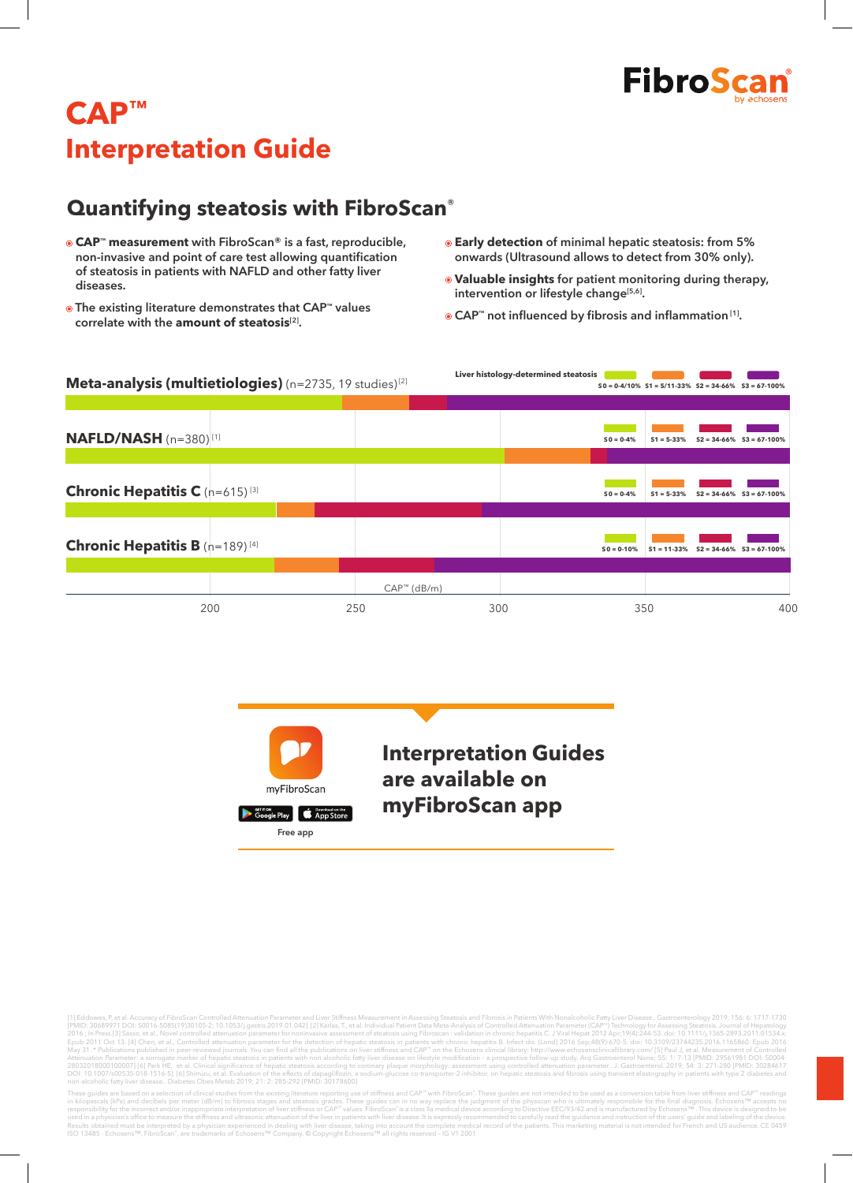# CAP™
# Interpretation Guide

## Quantifying steatosis with FibroScan®

- **CAP™ measurement** with FibroScan® is a fast, reproducible, non-invasive and point of care test allowing quantification of steatosis in patients with NAFLD and other fatty liver diseases.
- The existing literature demonstrates that CAP™ values correlate with the **amount of steatosis**[2].
- **Early detection** of minimal hepatic steatosis: from 5% onwards (Ultrasound allows to detect from 30% only).
- **Valuable insights** for patient monitoring during therapy, intervention or lifestyle change[5,6].
- CAP™ not influenced by fibrosis and inflammation[1].

Liver histology-determined steatosis

**Meta-analysis (multietiologies)** (n=2735, 19 studies)[2]

S0 = 0-4/10% S1 = 5/11-33% S2 = 34-66% S3 = 67-100%

**NAFLD/NASH** (n=380)[1]

S0 = 0-4% S1 = 5-33% S2 = 34-66% S3 = 67-100%

**Chronic Hepatitis C** (n=615)[3]

S0 = 0-4% S1 = 5-33% S2 = 34-66% S3 = 67-100%

**Chronic Hepatitis B** (n=189)[4]

S0 = 0-10% S1 = 11-33% S2 = 34-66% S3 = 67-100%

CAP™ (dB/m)

200 250 300 350 400

**Interpretation Guides are available on myFibroScan app**

myFibroScan

GET IT ON Google Play · Download on the App Store

Free app

[1] Eddowes, P, et al. Accuracy of FibroScan Controlled Attenuation Parameter and Liver Stiffness Measurement in Assessing Steatosis and Fibrosis in Patients With Nonalcoholic Fatty Liver Disease.. Gastroenterology 2019; 156: 6: 1717-1730 [PMID: 30689971 DOI: S0016-5085(19)30105-2; 10.1053/j.gastro.2019.01.042] [2] Karlas, T., et al. Individual Patient Data Meta-Analysis of Controlled Attenuation Parameter (CAP™) Technology for Assessing Steatosis. Journal of Hepatology 2016 ; In Press.[3] Sasso, et al., Novel controlled attenuation parameter for noninvasive assessment of steatosis using Fibroscan : validation in chronic hepatitis C. J Viral Hepat 2012 Apr;19(4):244-53. doi: 10.1111/j.1365-2893.2011.01534.x. Epub 2011 Oct 13. [4] Chen, et al., Controlled attenuation parameter for the detection of hepatic steatosis in patients with chronic hepatitis B. Infect dis. (Lond) 2016 Sep;48(9):670-5. doi: 10.3109/23744235.2016.1165860. Epub 2016 May 31. * Publications published in peer-reviewed journals. You can find all the publications on liver stiffness and CAP™ on the Echosens clinical library: http://www.echosensclinicallibrary.com/ [5] Paul J, et al. Measurement of Controlled Attenuation Parameter: a surrogate marker of hepatic steatosis in patients with non alcoholic fatty liver disease on lifestyle modification - a prospective follow-up study. Arq Gastroenterol None; 55: 1: 7-13 [PMID: 29561981 DOI: S0004-28032018000100007] [6] Park HE, et al. Clinical significance of hepatic steatosis according to coronary plaque morphology: assessment using controlled attenuation parameter.. J. Gastroenterol. 2019; 54: 3: 271-280 [PMID: 30284617 DOI: 10.1007/s00535-018-1516-5]. [6] Shimizu, et al. Evaluation of the effects of dapagliflozin, a sodium-glucose co-transporter-2 inhibitor, on hepatic steatosis and fibrosis using transient elastography in patients with type 2 diabetes and non-alcoholic fatty liver disease.. Diabetes Obes Metab 2019; 21: 2: 285-292 [PMID: 30178600]

These guides are based on a selection of clinical studies from the existing literature reporting use of stiffness and CAP™ with FibroScan®. These guides are not intended to be used as a conversion table from liver stiffness and CAP™ readings in kilopascals (kPa) and decibels per meter (dB/m) to fibrosis stages and steatosis grades. These guides can in no way replace the judgment of the physician who is ultimately responsible for the final diagnosis. Echosens™ accepts no responsibility for the incorrect and/or inappropriate interpretation of liver stiffness or CAP™ values. FibroScan® is a class IIa medical device according to Directive EEC/93/42 and is manufactured by Echosens™. This device is designed to be used in a physician's office to measure the stiffness and ultrasonic attenuation of the liver in patients with liver disease. It is expressly recommended to carefully read the guidance and instruction of the users' guide and labeling of the device. Results obtained must be interpreted by a physician experienced in dealing with liver disease, taking into account the complete medical record of the patients. This marketing material is not intended for French and US audience. CE 0459 ISO 13485 - Echosens™, FibroScan®, are trademarks of Echosens™ Company. © Copyright Echosens™ all rights reserved - IG V1 2001